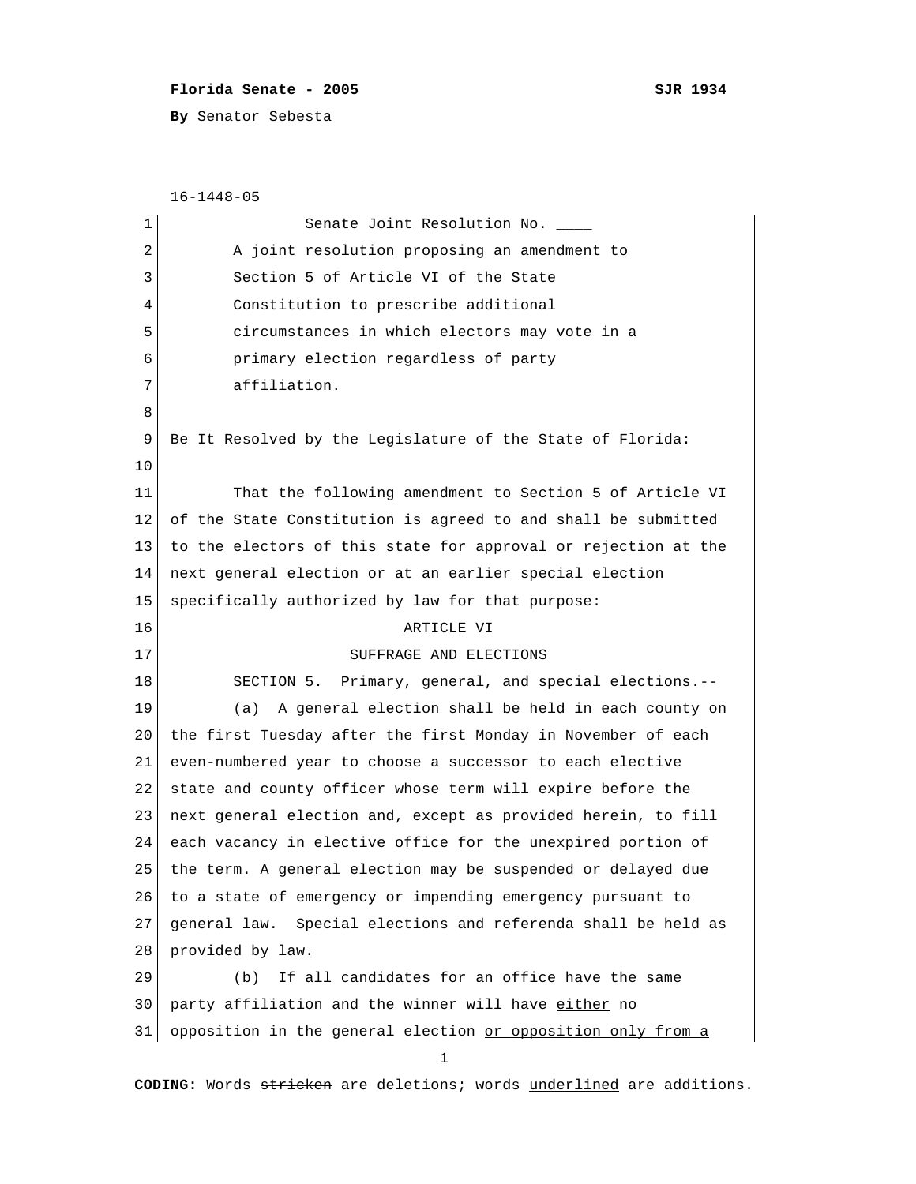**Florida Senate - 2005** **SJR 1934**

**By** Senator Sebesta

16-1448-05

Senate Joint Resolution No. ____

A joint resolution proposing an amendment to Section 5 of Article VI of the State Constitution to prescribe additional circumstances in which electors may vote in a primary election regardless of party affiliation.

Be It Resolved by the Legislature of the State of Florida:

That the following amendment to Section 5 of Article VI of the State Constitution is agreed to and shall be submitted to the electors of this state for approval or rejection at the next general election or at an earlier special election specifically authorized by law for that purpose:

ARTICLE VI

SUFFRAGE AND ELECTIONS

SECTION 5. Primary, general, and special elections.--

(a) A general election shall be held in each county on the first Tuesday after the first Monday in November of each even-numbered year to choose a successor to each elective state and county officer whose term will expire before the next general election and, except as provided herein, to fill each vacancy in elective office for the unexpired portion of the term. A general election may be suspended or delayed due to a state of emergency or impending emergency pursuant to general law. Special elections and referenda shall be held as provided by law.

(b) If all candidates for an office have the same party affiliation and the winner will have <u>either</u> no opposition in the general election <u>or opposition only from a</u>

**CODING:** Words ~~stricken~~ are deletions; words <u>underlined</u> are additions.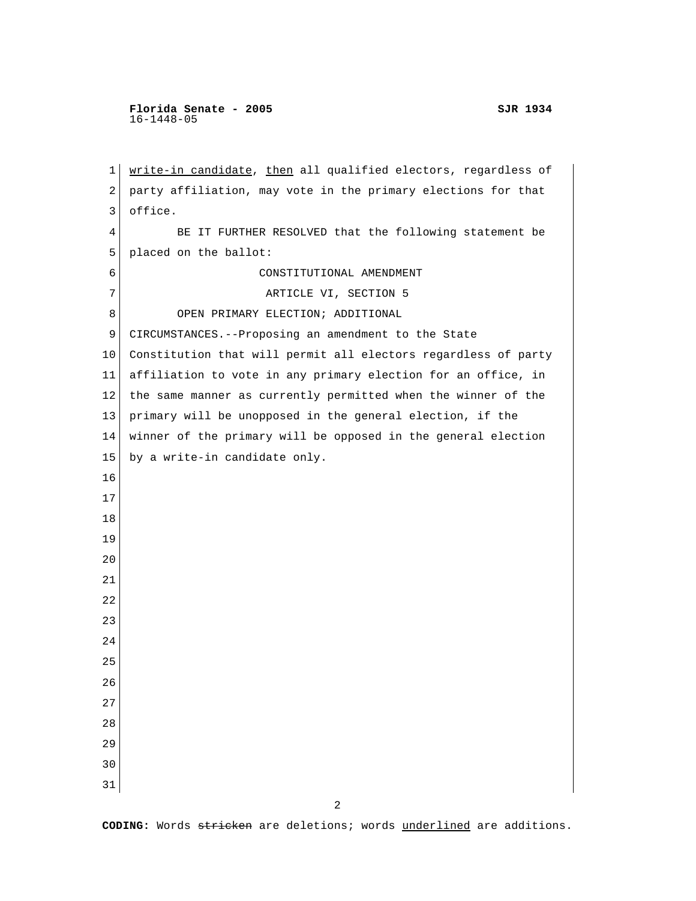<u>write-in candidate</u>, <u>then</u> all qualified electors, regardless of party affiliation, may vote in the primary elections for that office.

BE IT FURTHER RESOLVED that the following statement be placed on the ballot:

CONSTITUTIONAL AMENDMENT

ARTICLE VI, SECTION 5

OPEN PRIMARY ELECTION; ADDITIONAL CIRCUMSTANCES.--Proposing an amendment to the State Constitution that will permit all electors regardless of party affiliation to vote in any primary election for an office, in the same manner as currently permitted when the winner of the primary will be unopposed in the general election, if the winner of the primary will be opposed in the general election by a write-in candidate only.

**CODING:** Words ~~stricken~~ are deletions; words <u>underlined</u> are additions.